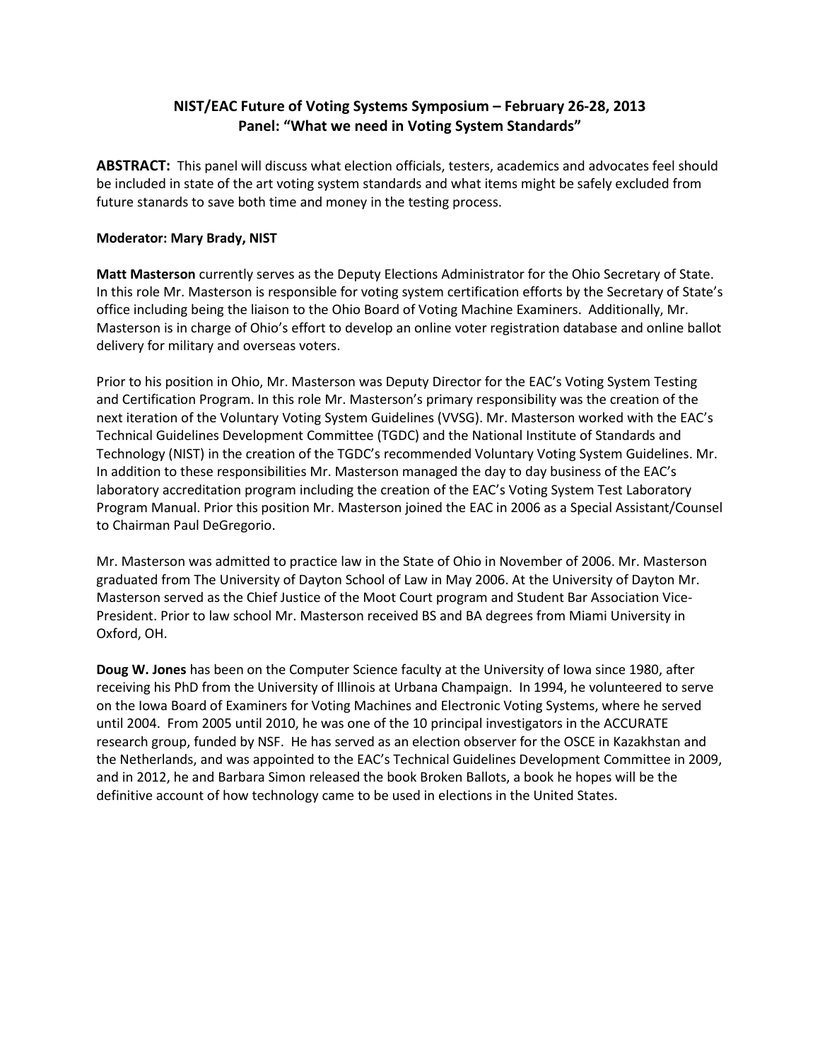**NIST/EAC Future of Voting Systems Symposium – February 26-28, 2013**
**Panel: "What we need in Voting System Standards"**

**ABSTRACT:** This panel will discuss what election officials, testers, academics and advocates feel should be included in state of the art voting system standards and what items might be safely excluded from future stanards to save both time and money in the testing process.

**Moderator: Mary Brady, NIST**

**Matt Masterson** currently serves as the Deputy Elections Administrator for the Ohio Secretary of State. In this role Mr. Masterson is responsible for voting system certification efforts by the Secretary of State's office including being the liaison to the Ohio Board of Voting Machine Examiners. Additionally, Mr. Masterson is in charge of Ohio's effort to develop an online voter registration database and online ballot delivery for military and overseas voters.

Prior to his position in Ohio, Mr. Masterson was Deputy Director for the EAC's Voting System Testing and Certification Program. In this role Mr. Masterson's primary responsibility was the creation of the next iteration of the Voluntary Voting System Guidelines (VVSG). Mr. Masterson worked with the EAC's Technical Guidelines Development Committee (TGDC) and the National Institute of Standards and Technology (NIST) in the creation of the TGDC's recommended Voluntary Voting System Guidelines. Mr. In addition to these responsibilities Mr. Masterson managed the day to day business of the EAC's laboratory accreditation program including the creation of the EAC's Voting System Test Laboratory Program Manual. Prior this position Mr. Masterson joined the EAC in 2006 as a Special Assistant/Counsel to Chairman Paul DeGregorio.

Mr. Masterson was admitted to practice law in the State of Ohio in November of 2006. Mr. Masterson graduated from The University of Dayton School of Law in May 2006. At the University of Dayton Mr. Masterson served as the Chief Justice of the Moot Court program and Student Bar Association Vice-President. Prior to law school Mr. Masterson received BS and BA degrees from Miami University in Oxford, OH.

**Doug W. Jones** has been on the Computer Science faculty at the University of Iowa since 1980, after receiving his PhD from the University of Illinois at Urbana Champaign. In 1994, he volunteered to serve on the Iowa Board of Examiners for Voting Machines and Electronic Voting Systems, where he served until 2004. From 2005 until 2010, he was one of the 10 principal investigators in the ACCURATE research group, funded by NSF. He has served as an election observer for the OSCE in Kazakhstan and the Netherlands, and was appointed to the EAC's Technical Guidelines Development Committee in 2009, and in 2012, he and Barbara Simon released the book Broken Ballots, a book he hopes will be the definitive account of how technology came to be used in elections in the United States.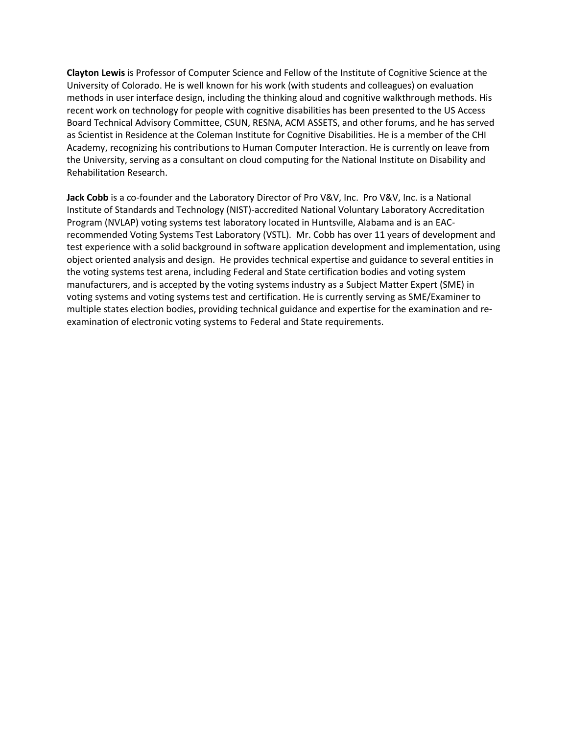**Clayton Lewis** is Professor of Computer Science and Fellow of the Institute of Cognitive Science at the University of Colorado. He is well known for his work (with students and colleagues) on evaluation methods in user interface design, including the thinking aloud and cognitive walkthrough methods. His recent work on technology for people with cognitive disabilities has been presented to the US Access Board Technical Advisory Committee, CSUN, RESNA, ACM ASSETS, and other forums, and he has served as Scientist in Residence at the Coleman Institute for Cognitive Disabilities. He is a member of the CHI Academy, recognizing his contributions to Human Computer Interaction. He is currently on leave from the University, serving as a consultant on cloud computing for the National Institute on Disability and Rehabilitation Research.

**Jack Cobb** is a co-founder and the Laboratory Director of Pro V&V, Inc. Pro V&V, Inc. is a National Institute of Standards and Technology (NIST)-accredited National Voluntary Laboratory Accreditation Program (NVLAP) voting systems test laboratory located in Huntsville, Alabama and is an EAC-recommended Voting Systems Test Laboratory (VSTL). Mr. Cobb has over 11 years of development and test experience with a solid background in software application development and implementation, using object oriented analysis and design. He provides technical expertise and guidance to several entities in the voting systems test arena, including Federal and State certification bodies and voting system manufacturers, and is accepted by the voting systems industry as a Subject Matter Expert (SME) in voting systems and voting systems test and certification. He is currently serving as SME/Examiner to multiple states election bodies, providing technical guidance and expertise for the examination and re-examination of electronic voting systems to Federal and State requirements.